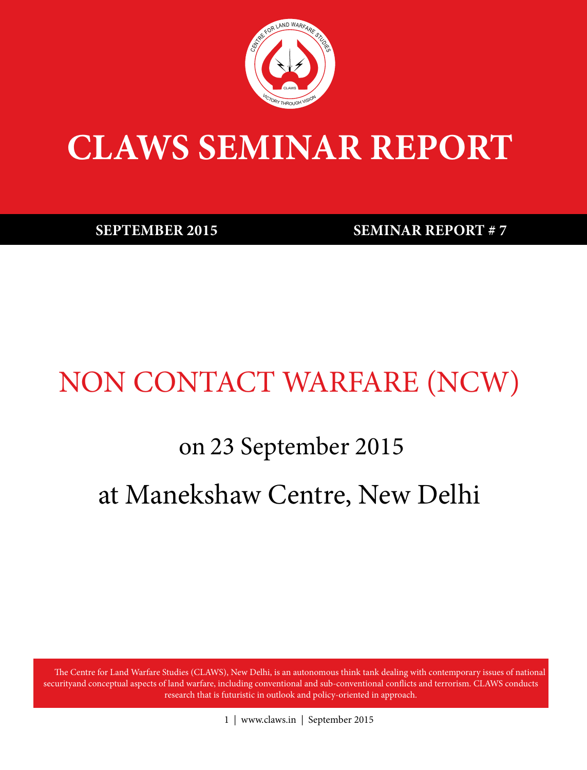# CLAWS SEMINAR REPORT

**SEPTEMBER 2015** **SEMINAR REPORT # 7**

## NON CONTACT WARFARE (NCW)

on 23 September 2015

at Manekshaw Centre, New Delhi

The Centre for Land Warfare Studies (CLAWS), New Delhi, is an autonomous think tank dealing with contemporary issues of national securityand conceptual aspects of land warfare, including conventional and sub-conventional conflicts and terrorism. CLAWS conducts research that is futuristic in outlook and policy-oriented in approach.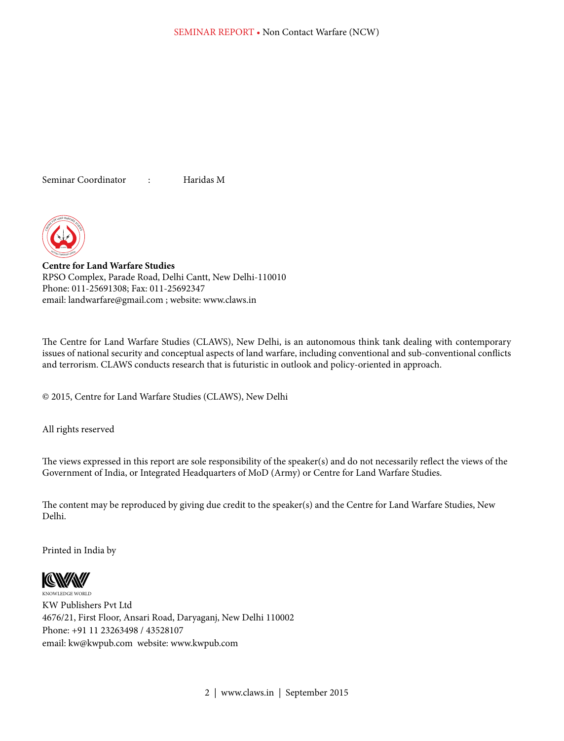Seminar Coordinator : Haridas M

**Centre for Land Warfare Studies**
RPSO Complex, Parade Road, Delhi Cantt, New Delhi-110010
Phone: 011-25691308; Fax: 011-25692347
email: landwarfare@gmail.com ; website: www.claws.in

The Centre for Land Warfare Studies (CLAWS), New Delhi, is an autonomous think tank dealing with contemporary issues of national security and conceptual aspects of land warfare, including conventional and sub-conventional conflicts and terrorism. CLAWS conducts research that is futuristic in outlook and policy-oriented in approach.

© 2015, Centre for Land Warfare Studies (CLAWS), New Delhi

All rights reserved

The views expressed in this report are sole responsibility of the speaker(s) and do not necessarily reflect the views of the Government of India, or Integrated Headquarters of MoD (Army) or Centre for Land Warfare Studies.

The content may be reproduced by giving due credit to the speaker(s) and the Centre for Land Warfare Studies, New Delhi.

Printed in India by

KNOWLEDGE WORLD
KW Publishers Pvt Ltd
4676/21, First Floor, Ansari Road, Daryaganj, New Delhi 110002
Phone: +91 11 23263498 / 43528107
email: kw@kwpub.com website: www.kwpub.com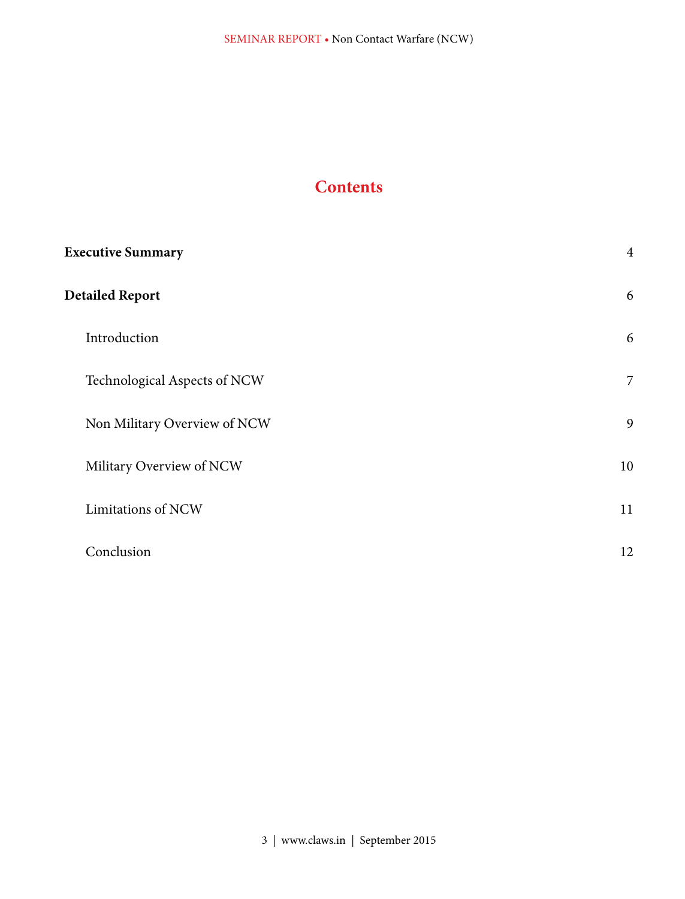# Contents

| | |
|---|---|
| **Executive Summary** | 4 |
| **Detailed Report** | 6 |
| Introduction | 6 |
| Technological Aspects of NCW | 7 |
| Non Military Overview of NCW | 9 |
| Military Overview of NCW | 10 |
| Limitations of NCW | 11 |
| Conclusion | 12 |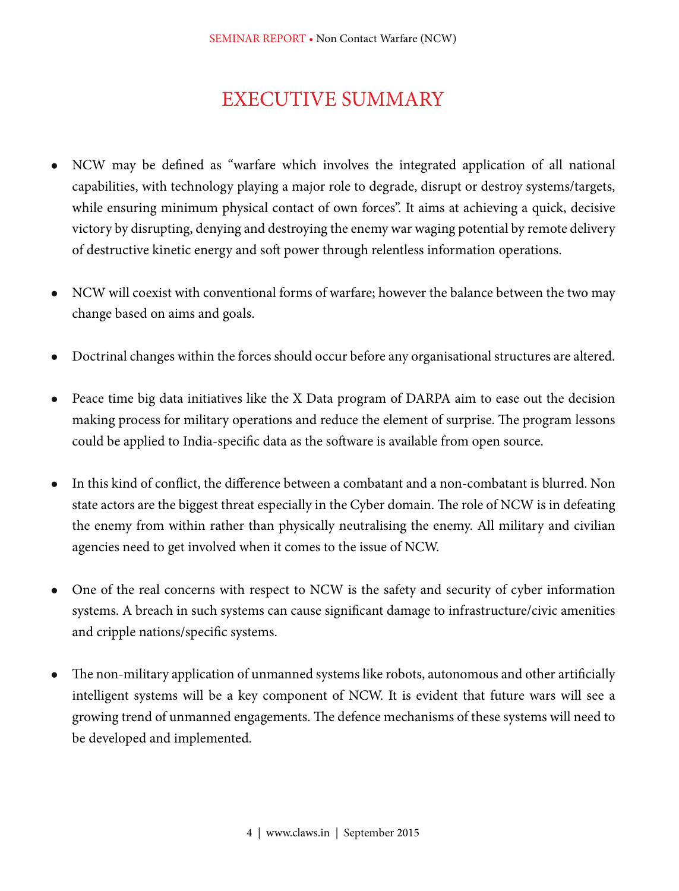# EXECUTIVE SUMMARY

- NCW may be defined as "warfare which involves the integrated application of all national capabilities, with technology playing a major role to degrade, disrupt or destroy systems/targets, while ensuring minimum physical contact of own forces". It aims at achieving a quick, decisive victory by disrupting, denying and destroying the enemy war waging potential by remote delivery of destructive kinetic energy and soft power through relentless information operations.

- NCW will coexist with conventional forms of warfare; however the balance between the two may change based on aims and goals.

- Doctrinal changes within the forces should occur before any organisational structures are altered.

- Peace time big data initiatives like the X Data program of DARPA aim to ease out the decision making process for military operations and reduce the element of surprise. The program lessons could be applied to India-specific data as the software is available from open source.

- In this kind of conflict, the difference between a combatant and a non-combatant is blurred. Non state actors are the biggest threat especially in the Cyber domain. The role of NCW is in defeating the enemy from within rather than physically neutralising the enemy. All military and civilian agencies need to get involved when it comes to the issue of NCW.

- One of the real concerns with respect to NCW is the safety and security of cyber information systems. A breach in such systems can cause significant damage to infrastructure/civic amenities and cripple nations/specific systems.

- The non-military application of unmanned systems like robots, autonomous and other artificially intelligent systems will be a key component of NCW. It is evident that future wars will see a growing trend of unmanned engagements. The defence mechanisms of these systems will need to be developed and implemented.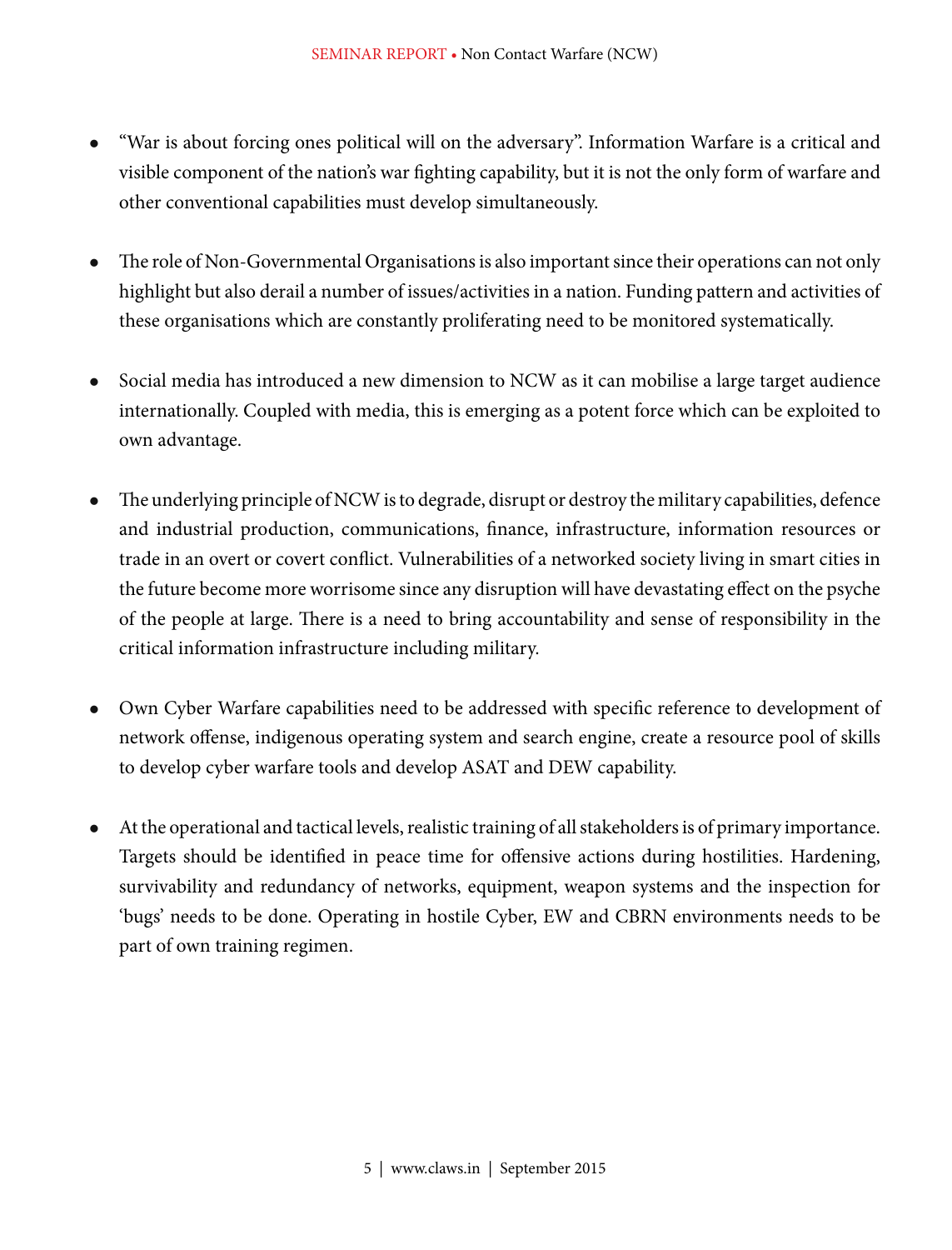- "War is about forcing ones political will on the adversary". Information Warfare is a critical and visible component of the nation's war fighting capability, but it is not the only form of warfare and other conventional capabilities must develop simultaneously.

- The role of Non-Governmental Organisations is also important since their operations can not only highlight but also derail a number of issues/activities in a nation. Funding pattern and activities of these organisations which are constantly proliferating need to be monitored systematically.

- Social media has introduced a new dimension to NCW as it can mobilise a large target audience internationally. Coupled with media, this is emerging as a potent force which can be exploited to own advantage.

- The underlying principle of NCW is to degrade, disrupt or destroy the military capabilities, defence and industrial production, communications, finance, infrastructure, information resources or trade in an overt or covert conflict. Vulnerabilities of a networked society living in smart cities in the future become more worrisome since any disruption will have devastating effect on the psyche of the people at large. There is a need to bring accountability and sense of responsibility in the critical information infrastructure including military.

- Own Cyber Warfare capabilities need to be addressed with specific reference to development of network offense, indigenous operating system and search engine, create a resource pool of skills to develop cyber warfare tools and develop ASAT and DEW capability.

- At the operational and tactical levels, realistic training of all stakeholders is of primary importance. Targets should be identified in peace time for offensive actions during hostilities. Hardening, survivability and redundancy of networks, equipment, weapon systems and the inspection for 'bugs' needs to be done. Operating in hostile Cyber, EW and CBRN environments needs to be part of own training regimen.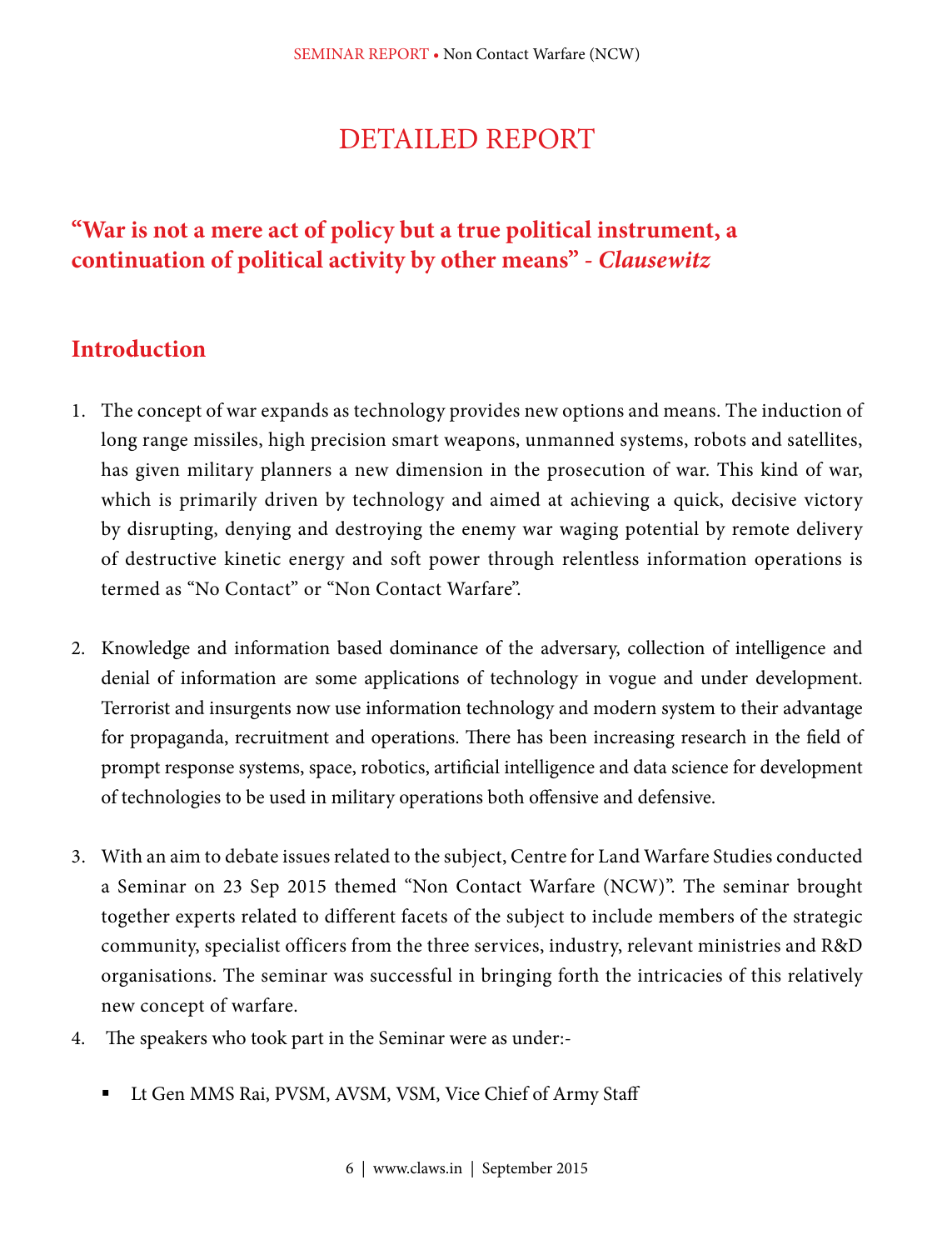# DETAILED REPORT

## "War is not a mere act of policy but a true political instrument, a continuation of political activity by other means" - *Clausewitz*

## Introduction

1. The concept of war expands as technology provides new options and means. The induction of long range missiles, high precision smart weapons, unmanned systems, robots and satellites, has given military planners a new dimension in the prosecution of war. This kind of war, which is primarily driven by technology and aimed at achieving a quick, decisive victory by disrupting, denying and destroying the enemy war waging potential by remote delivery of destructive kinetic energy and soft power through relentless information operations is termed as "No Contact" or "Non Contact Warfare".

2. Knowledge and information based dominance of the adversary, collection of intelligence and denial of information are some applications of technology in vogue and under development. Terrorist and insurgents now use information technology and modern system to their advantage for propaganda, recruitment and operations. There has been increasing research in the field of prompt response systems, space, robotics, artificial intelligence and data science for development of technologies to be used in military operations both offensive and defensive.

3. With an aim to debate issues related to the subject, Centre for Land Warfare Studies conducted a Seminar on 23 Sep 2015 themed "Non Contact Warfare (NCW)". The seminar brought together experts related to different facets of the subject to include members of the strategic community, specialist officers from the three services, industry, relevant ministries and R&D organisations. The seminar was successful in bringing forth the intricacies of this relatively new concept of warfare.

4. The speakers who took part in the Seminar were as under:-

    - Lt Gen MMS Rai, PVSM, AVSM, VSM, Vice Chief of Army Staff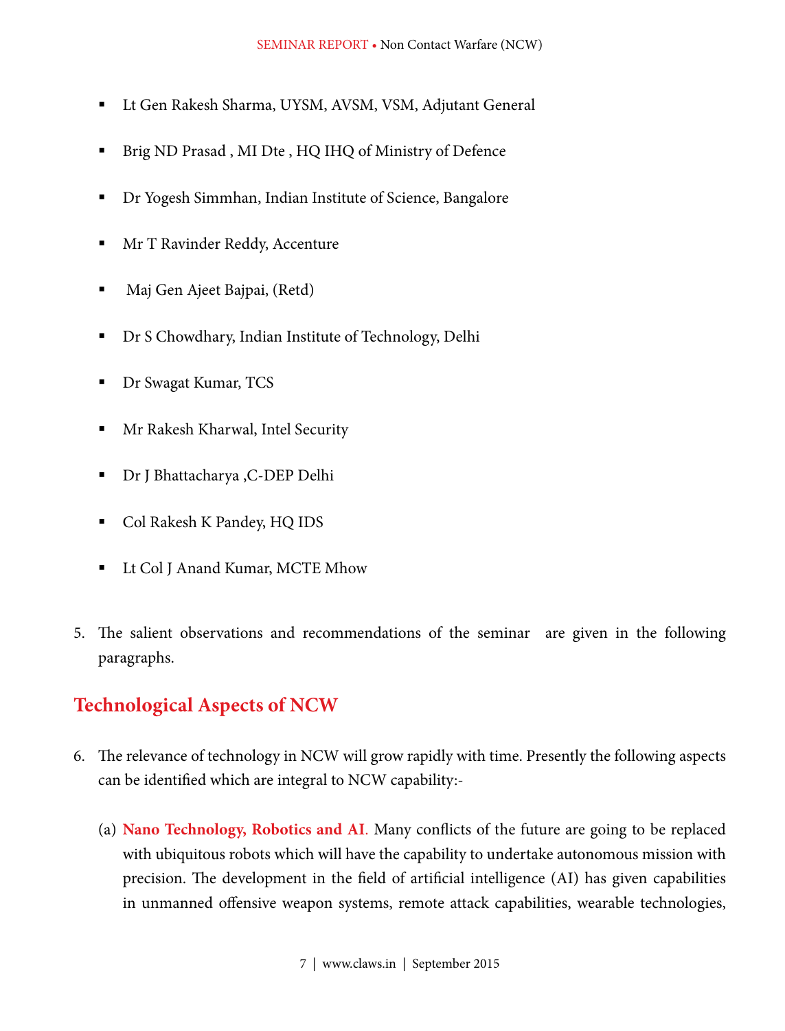- Lt Gen Rakesh Sharma, UYSM, AVSM, VSM, Adjutant General
- Brig ND Prasad , MI Dte , HQ IHQ of Ministry of Defence
- Dr Yogesh Simmhan, Indian Institute of Science, Bangalore
- Mr T Ravinder Reddy, Accenture
- Maj Gen Ajeet Bajpai, (Retd)
- Dr S Chowdhary, Indian Institute of Technology, Delhi
- Dr Swagat Kumar, TCS
- Mr Rakesh Kharwal, Intel Security
- Dr J Bhattacharya ,C-DEP Delhi
- Col Rakesh K Pandey, HQ IDS
- Lt Col J Anand Kumar, MCTE Mhow

5. The salient observations and recommendations of the seminar are given in the following paragraphs.

## Technological Aspects of NCW

6. The relevance of technology in NCW will grow rapidly with time. Presently the following aspects can be identified which are integral to NCW capability:-

   (a) **Nano Technology, Robotics and AI**. Many conflicts of the future are going to be replaced with ubiquitous robots which will have the capability to undertake autonomous mission with precision. The development in the field of artificial intelligence (AI) has given capabilities in unmanned offensive weapon systems, remote attack capabilities, wearable technologies,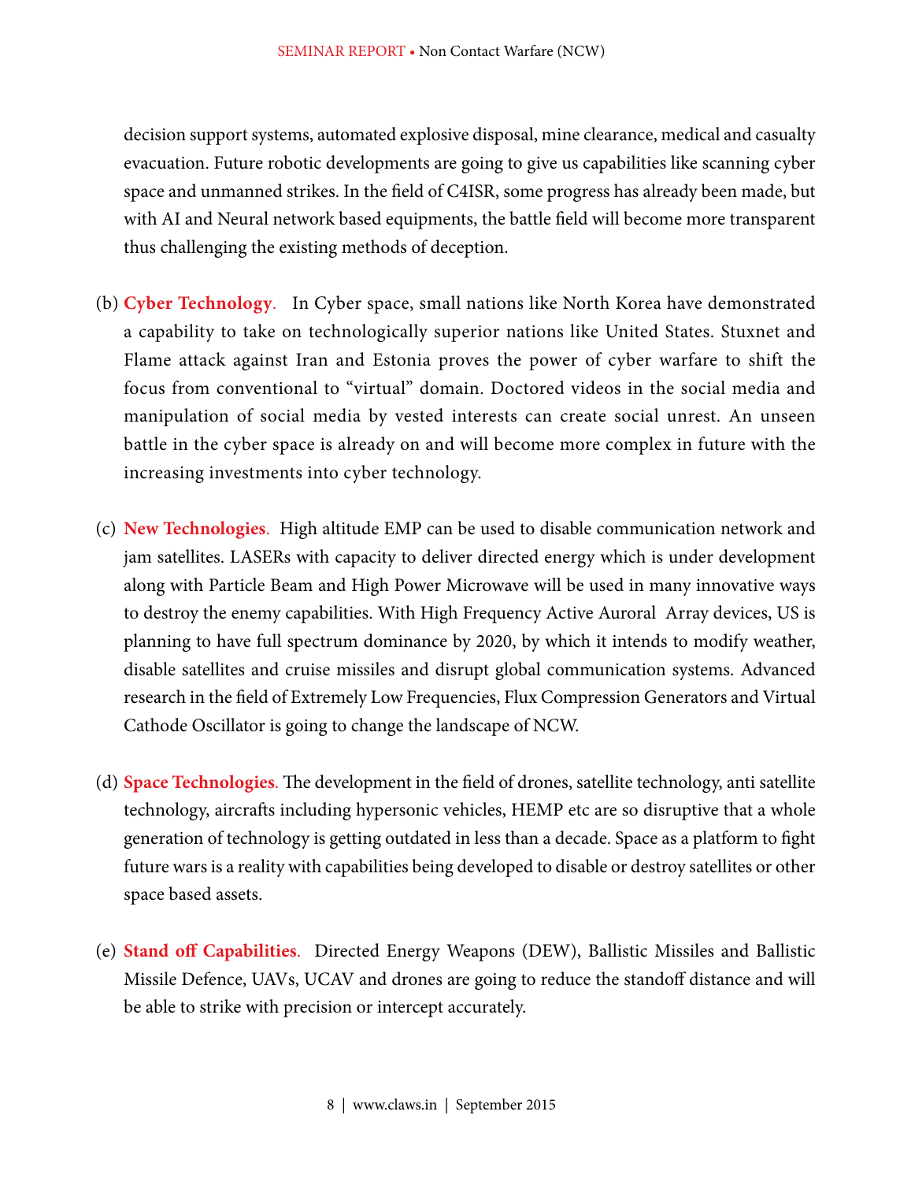decision support systems, automated explosive disposal, mine clearance, medical and casualty evacuation. Future robotic developments are going to give us capabilities like scanning cyber space and unmanned strikes. In the field of C4ISR, some progress has already been made, but with AI and Neural network based equipments, the battle field will become more transparent thus challenging the existing methods of deception.

(b) **Cyber Technology**. In Cyber space, small nations like North Korea have demonstrated a capability to take on technologically superior nations like United States. Stuxnet and Flame attack against Iran and Estonia proves the power of cyber warfare to shift the focus from conventional to "virtual" domain. Doctored videos in the social media and manipulation of social media by vested interests can create social unrest. An unseen battle in the cyber space is already on and will become more complex in future with the increasing investments into cyber technology.

(c) **New Technologies**. High altitude EMP can be used to disable communication network and jam satellites. LASERs with capacity to deliver directed energy which is under development along with Particle Beam and High Power Microwave will be used in many innovative ways to destroy the enemy capabilities. With High Frequency Active Auroral Array devices, US is planning to have full spectrum dominance by 2020, by which it intends to modify weather, disable satellites and cruise missiles and disrupt global communication systems. Advanced research in the field of Extremely Low Frequencies, Flux Compression Generators and Virtual Cathode Oscillator is going to change the landscape of NCW.

(d) **Space Technologies**. The development in the field of drones, satellite technology, anti satellite technology, aircrafts including hypersonic vehicles, HEMP etc are so disruptive that a whole generation of technology is getting outdated in less than a decade. Space as a platform to fight future wars is a reality with capabilities being developed to disable or destroy satellites or other space based assets.

(e) **Stand off Capabilities**. Directed Energy Weapons (DEW), Ballistic Missiles and Ballistic Missile Defence, UAVs, UCAV and drones are going to reduce the standoff distance and will be able to strike with precision or intercept accurately.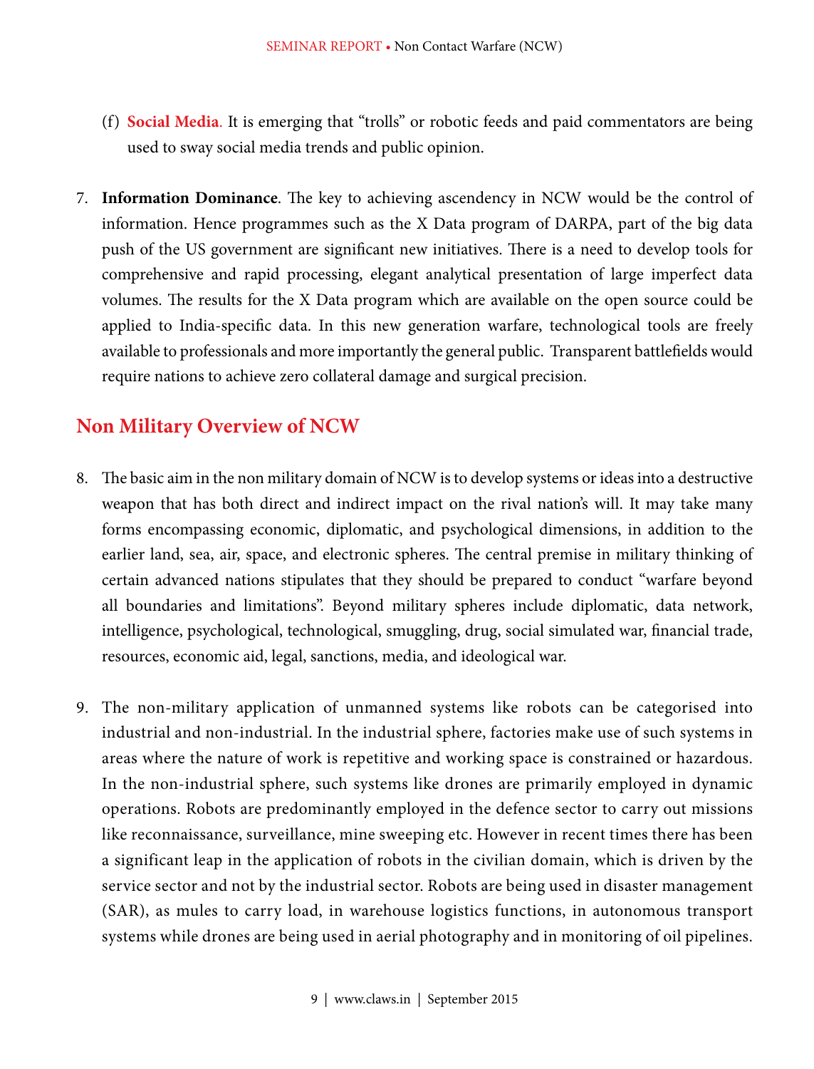(f) **Social Media**. It is emerging that "trolls" or robotic feeds and paid commentators are being used to sway social media trends and public opinion.

7. **Information Dominance**. The key to achieving ascendency in NCW would be the control of information. Hence programmes such as the X Data program of DARPA, part of the big data push of the US government are significant new initiatives. There is a need to develop tools for comprehensive and rapid processing, elegant analytical presentation of large imperfect data volumes. The results for the X Data program which are available on the open source could be applied to India-specific data. In this new generation warfare, technological tools are freely available to professionals and more importantly the general public. Transparent battlefields would require nations to achieve zero collateral damage and surgical precision.

## Non Military Overview of NCW

8. The basic aim in the non military domain of NCW is to develop systems or ideas into a destructive weapon that has both direct and indirect impact on the rival nation's will. It may take many forms encompassing economic, diplomatic, and psychological dimensions, in addition to the earlier land, sea, air, space, and electronic spheres. The central premise in military thinking of certain advanced nations stipulates that they should be prepared to conduct "warfare beyond all boundaries and limitations". Beyond military spheres include diplomatic, data network, intelligence, psychological, technological, smuggling, drug, social simulated war, financial trade, resources, economic aid, legal, sanctions, media, and ideological war.

9. The non-military application of unmanned systems like robots can be categorised into industrial and non-industrial. In the industrial sphere, factories make use of such systems in areas where the nature of work is repetitive and working space is constrained or hazardous. In the non-industrial sphere, such systems like drones are primarily employed in dynamic operations. Robots are predominantly employed in the defence sector to carry out missions like reconnaissance, surveillance, mine sweeping etc. However in recent times there has been a significant leap in the application of robots in the civilian domain, which is driven by the service sector and not by the industrial sector. Robots are being used in disaster management (SAR), as mules to carry load, in warehouse logistics functions, in autonomous transport systems while drones are being used in aerial photography and in monitoring of oil pipelines.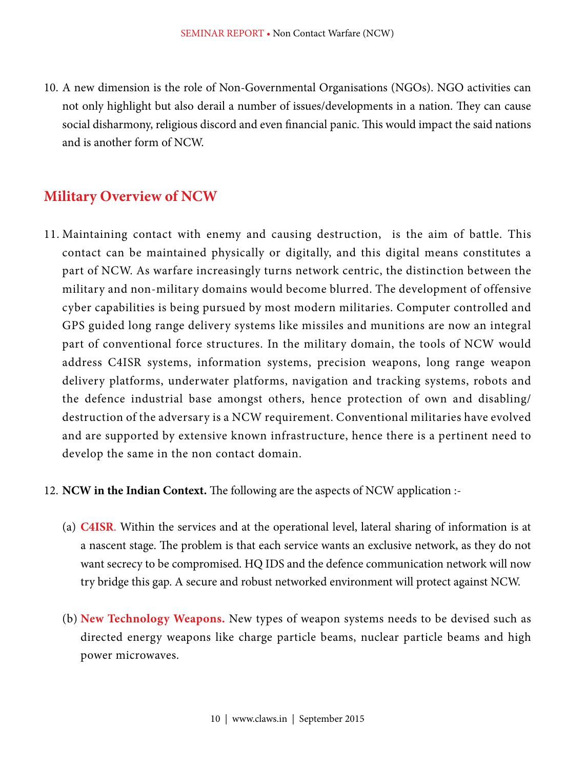10. A new dimension is the role of Non-Governmental Organisations (NGOs). NGO activities can not only highlight but also derail a number of issues/developments in a nation. They can cause social disharmony, religious discord and even financial panic. This would impact the said nations and is another form of NCW.

## Military Overview of NCW

11. Maintaining contact with enemy and causing destruction, is the aim of battle. This contact can be maintained physically or digitally, and this digital means constitutes a part of NCW. As warfare increasingly turns network centric, the distinction between the military and non-military domains would become blurred. The development of offensive cyber capabilities is being pursued by most modern militaries. Computer controlled and GPS guided long range delivery systems like missiles and munitions are now an integral part of conventional force structures. In the military domain, the tools of NCW would address C4ISR systems, information systems, precision weapons, long range weapon delivery platforms, underwater platforms, navigation and tracking systems, robots and the defence industrial base amongst others, hence protection of own and disabling/ destruction of the adversary is a NCW requirement. Conventional militaries have evolved and are supported by extensive known infrastructure, hence there is a pertinent need to develop the same in the non contact domain.

12. **NCW in the Indian Context.** The following are the aspects of NCW application :-

    (a) **C4ISR**. Within the services and at the operational level, lateral sharing of information is at a nascent stage. The problem is that each service wants an exclusive network, as they do not want secrecy to be compromised. HQ IDS and the defence communication network will now try bridge this gap. A secure and robust networked environment will protect against NCW.

    (b) **New Technology Weapons.** New types of weapon systems needs to be devised such as directed energy weapons like charge particle beams, nuclear particle beams and high power microwaves.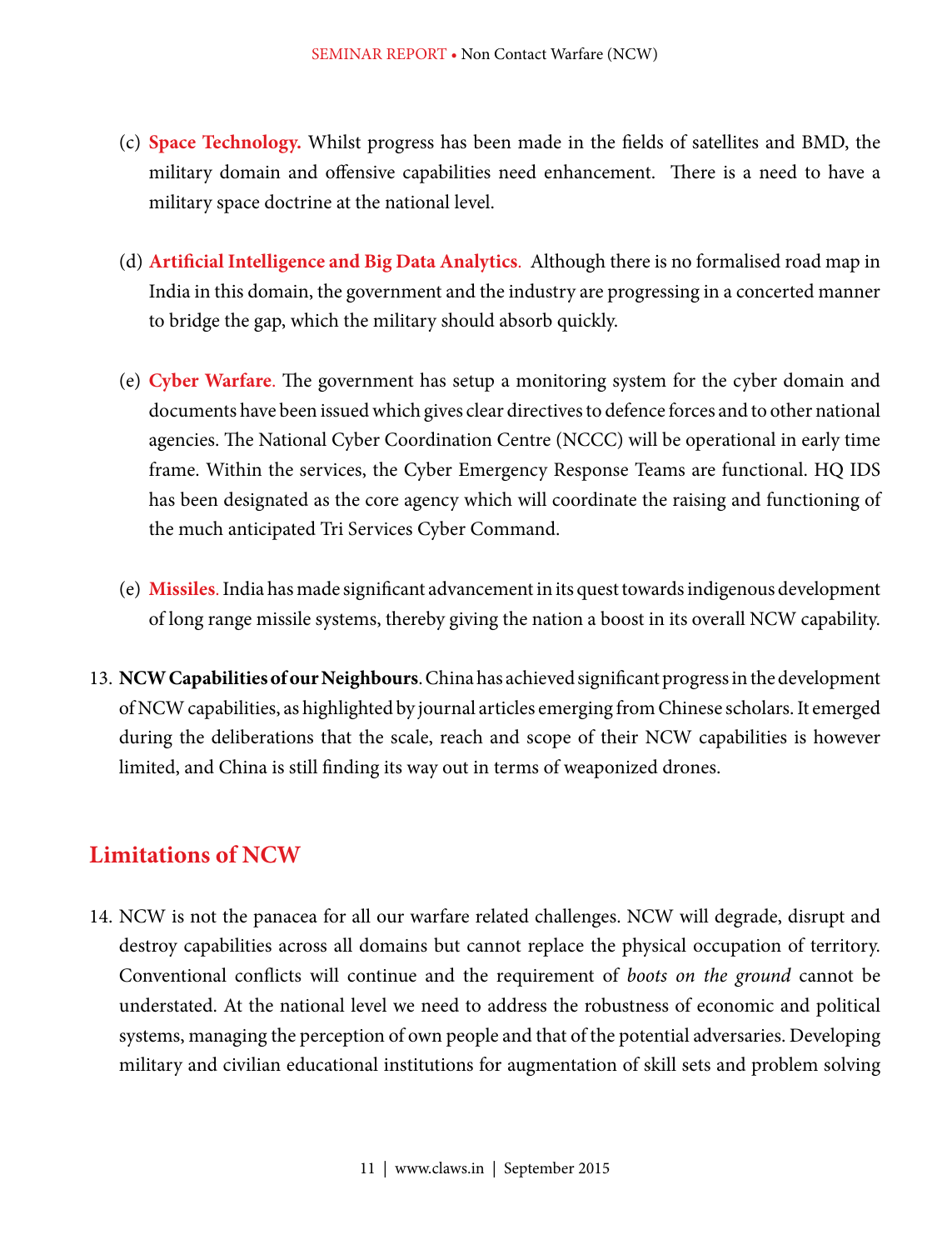(c) **Space Technology.** Whilst progress has been made in the fields of satellites and BMD, the military domain and offensive capabilities need enhancement. There is a need to have a military space doctrine at the national level.

(d) **Artificial Intelligence and Big Data Analytics**. Although there is no formalised road map in India in this domain, the government and the industry are progressing in a concerted manner to bridge the gap, which the military should absorb quickly.

(e) **Cyber Warfare**. The government has setup a monitoring system for the cyber domain and documents have been issued which gives clear directives to defence forces and to other national agencies. The National Cyber Coordination Centre (NCCC) will be operational in early time frame. Within the services, the Cyber Emergency Response Teams are functional. HQ IDS has been designated as the core agency which will coordinate the raising and functioning of the much anticipated Tri Services Cyber Command.

(e) **Missiles**. India has made significant advancement in its quest towards indigenous development of long range missile systems, thereby giving the nation a boost in its overall NCW capability.

13. **NCW Capabilities of our Neighbours**. China has achieved significant progress in the development of NCW capabilities, as highlighted by journal articles emerging from Chinese scholars. It emerged during the deliberations that the scale, reach and scope of their NCW capabilities is however limited, and China is still finding its way out in terms of weaponized drones.

## Limitations of NCW

14. NCW is not the panacea for all our warfare related challenges. NCW will degrade, disrupt and destroy capabilities across all domains but cannot replace the physical occupation of territory. Conventional conflicts will continue and the requirement of *boots on the ground* cannot be understated. At the national level we need to address the robustness of economic and political systems, managing the perception of own people and that of the potential adversaries. Developing military and civilian educational institutions for augmentation of skill sets and problem solving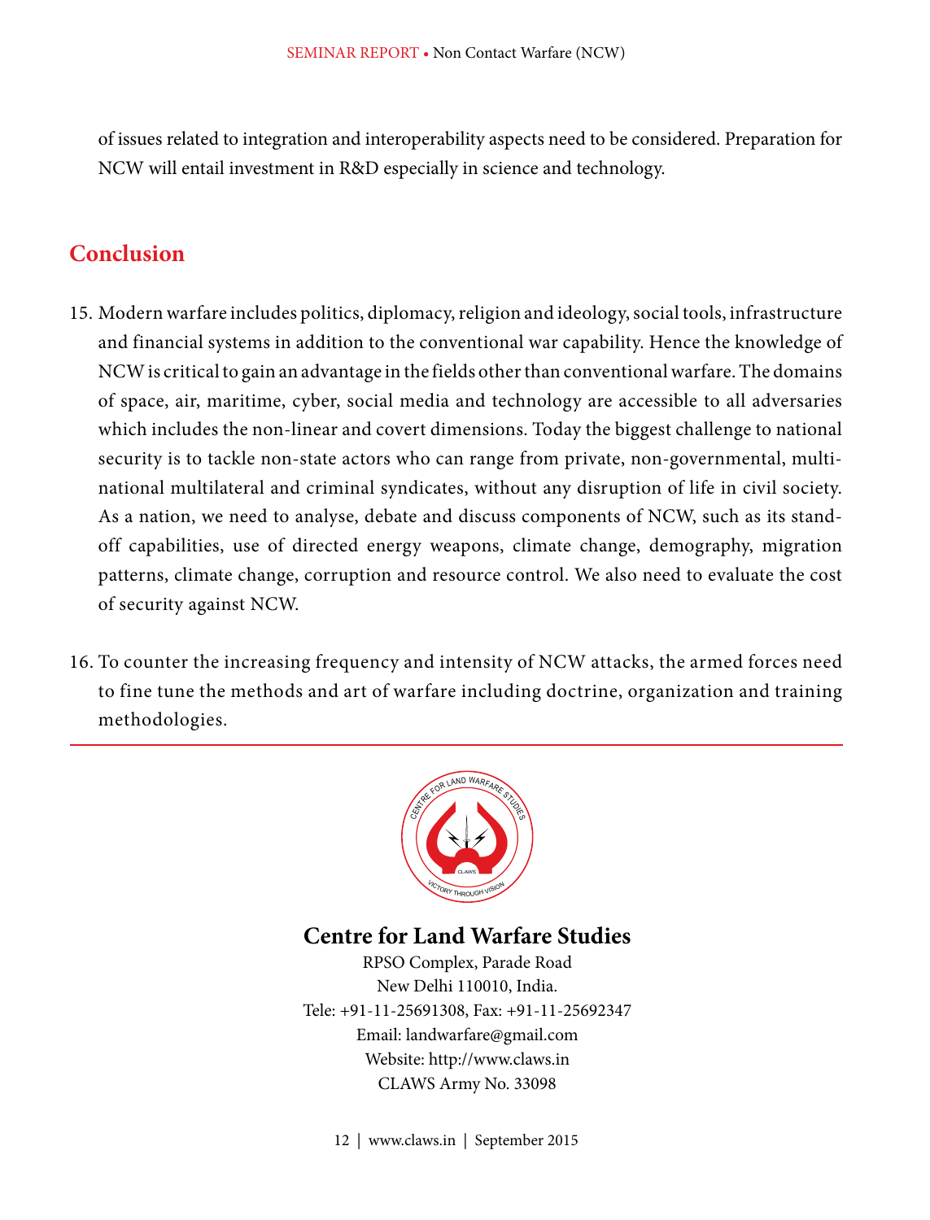of issues related to integration and interoperability aspects need to be considered. Preparation for NCW will entail investment in R&D especially in science and technology.

## Conclusion

15. Modern warfare includes politics, diplomacy, religion and ideology, social tools, infrastructure and financial systems in addition to the conventional war capability. Hence the knowledge of NCW is critical to gain an advantage in the fields other than conventional warfare. The domains of space, air, maritime, cyber, social media and technology are accessible to all adversaries which includes the non-linear and covert dimensions. Today the biggest challenge to national security is to tackle non-state actors who can range from private, non-governmental, multi-national multilateral and criminal syndicates, without any disruption of life in civil society. As a nation, we need to analyse, debate and discuss components of NCW, such as its stand-off capabilities, use of directed energy weapons, climate change, demography, migration patterns, climate change, corruption and resource control. We also need to evaluate the cost of security against NCW.

16. To counter the increasing frequency and intensity of NCW attacks, the armed forces need to fine tune the methods and art of warfare including doctrine, organization and training methodologies.

---

**Centre for Land Warfare Studies**

RPSO Complex, Parade Road
New Delhi 110010, India.
Tele: +91-11-25691308, Fax: +91-11-25692347
Email: landwarfare@gmail.com
Website: http://www.claws.in
CLAWS Army No. 33098